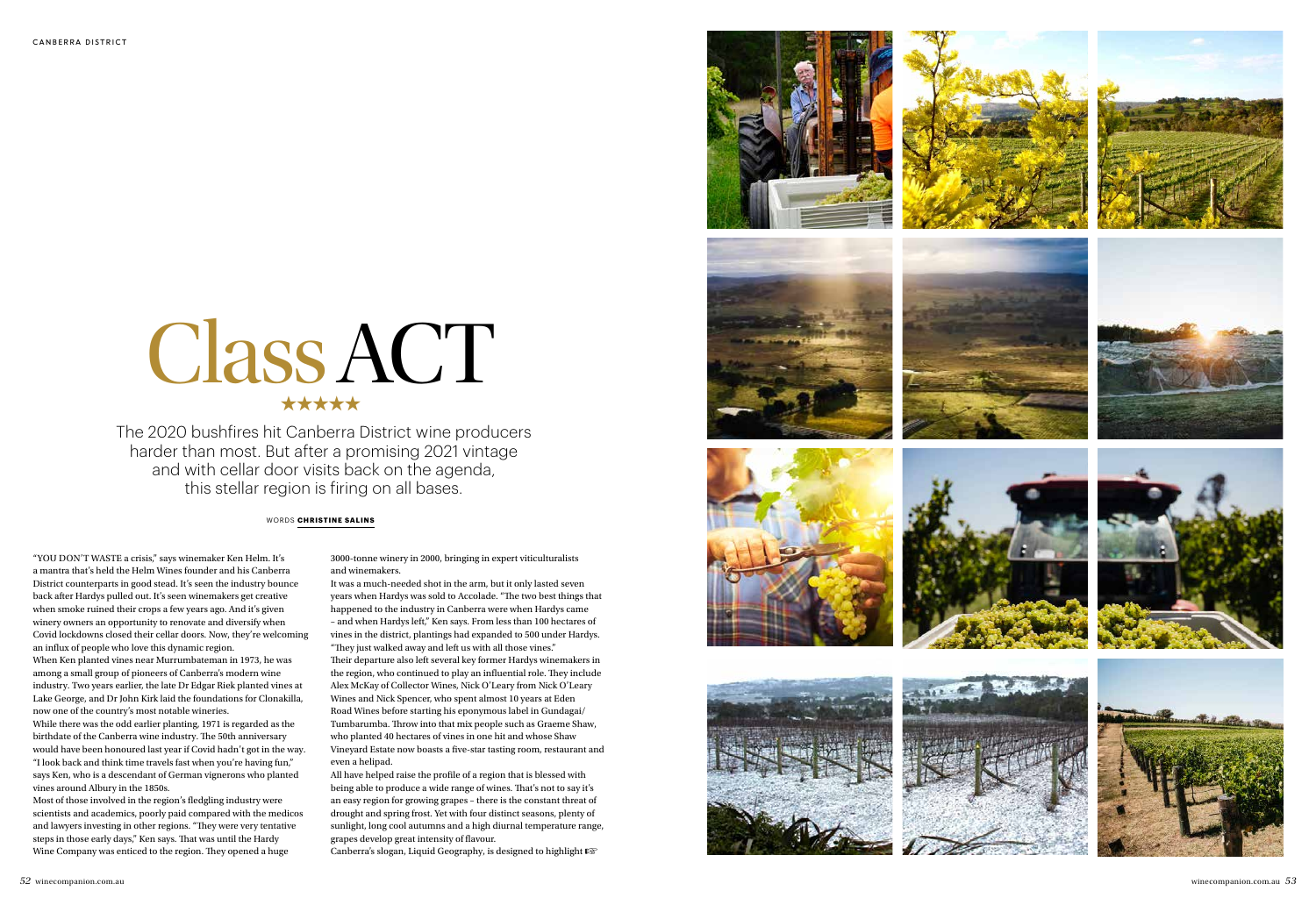# Class ACT

★★★★★

The 2020 bushfires hit Canberra District wine producers harder than most. But after a promising 2021 vintage and with cellar door visits back on the agenda, this stellar region is firing on all bases.

WORDS **CHRISTINE SALINS**

"YOU DON'T WASTE a crisis," says winemaker Ken Helm. It's a mantra that's held the Helm Wines founder and his Canberra District counterparts in good stead. It's seen the industry bounce back after Hardys pulled out. It's seen winemakers get creative when smoke ruined their crops a few years ago. And it's given winery owners an opportunity to renovate and diversify when Covid lockdowns closed their cellar doors. Now, they're welcoming an influx of people who love this dynamic region.

When Ken planted vines near Murrumbateman in 1973, he was among a small group of pioneers of Canberra's modern wine industry. Two years earlier, the late Dr Edgar Riek planted vines at Lake George, and Dr John Kirk laid the foundations for Clonakilla, now one of the country's most notable wineries.

While there was the odd earlier planting, 1971 is regarded as the birthdate of the Canberra wine industry. The 50th anniversary would have been honoured last year if Covid hadn't got in the way. "I look back and think time travels fast when you're having fun," says Ken, who is a descendant of German vignerons who planted vines around Albury in the 1850s.

Most of those involved in the region's fledgling industry were scientists and academics, poorly paid compared with the medicos and lawyers investing in other regions. "They were very tentative steps in those early days," Ken says. That was until the Hardy Wine Company was enticed to the region. They opened a huge 3000-tonne winery in 2000, bringing in expert viticulturalists and winemakers.

It was a much-needed shot in the arm, but it only lasted seven years when Hardys was sold to Accolade. "The two best things that happened to the industry in Canberra were when Hardys came – and when Hardys left," Ken says. From less than 100 hectares of vines in the district, plantings had expanded to 500 under Hardys. "They just walked away and left us with all those vines."

Their departure also left several key former Hardys winemakers in the region, who continued to play an influential role. They include Alex McKay of Collector Wines, Nick O'Leary from Nick O'Leary Wines and Nick Spencer, who spent almost 10 years at Eden Road Wines before starting his eponymous label in Gundagai/Tumbarumba. Throw into that mix people such as Graeme Shaw, who planted 40 hectares of vines in one hit and whose Shaw Vineyard Estate now boasts a five-star tasting room, restaurant and even a helipad.

All have helped raise the profile of a region that is blessed with being able to produce a wide range of wines. That's not to say it's an easy region for growing grapes – there is the constant threat of drought and spring frost. Yet with four distinct seasons, plenty of sunlight, long cool autumns and a high diurnal temperature range, grapes develop great intensity of flavour.

Canberra's slogan, Liquid Geography, is designed to highlight ☞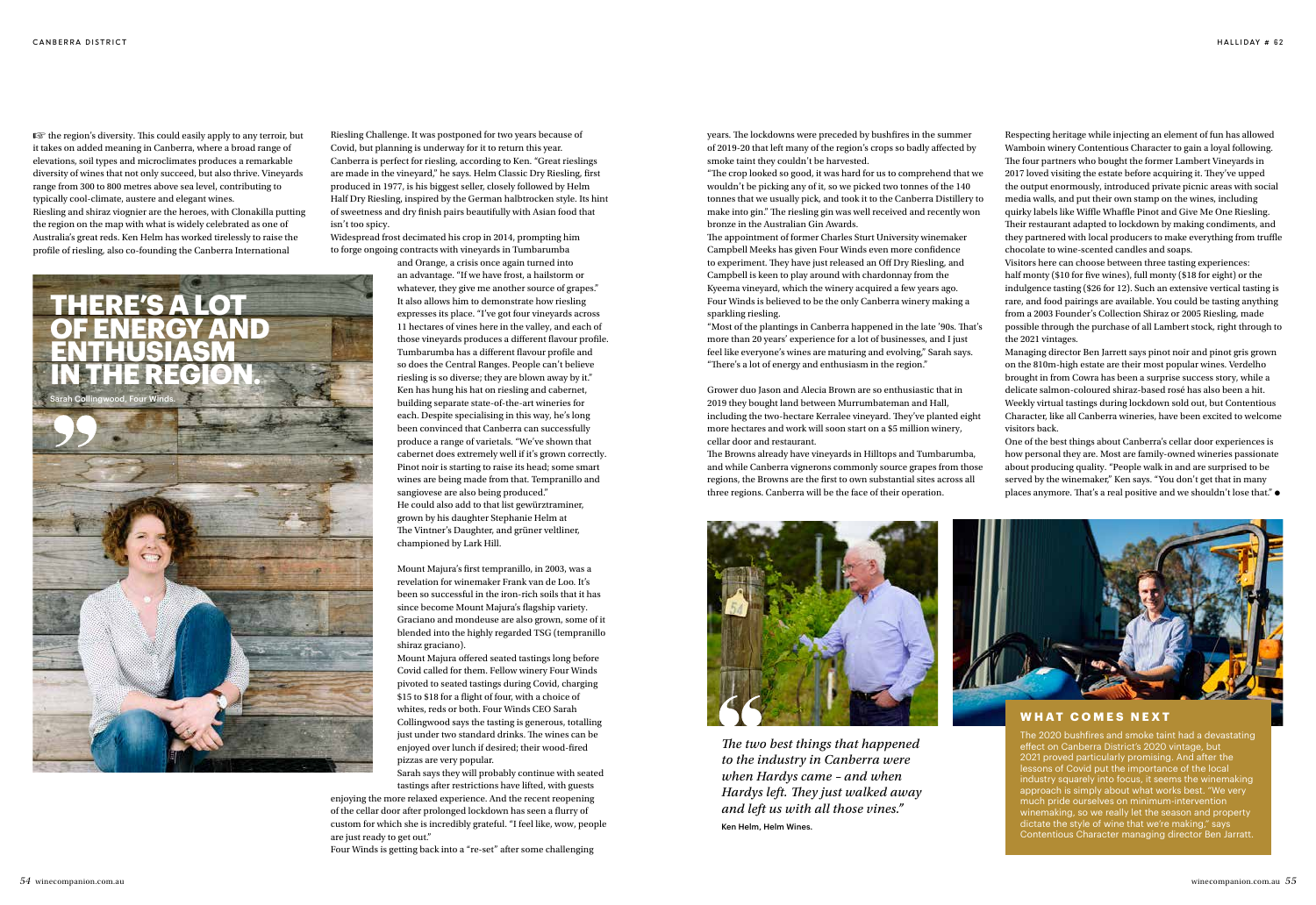☞ the region's diversity. This could easily apply to any terroir, but it takes on added meaning in Canberra, where a broad range of elevations, soil types and microclimates produces a remarkable diversity of wines that not only succeed, but also thrive. Vineyards range from 300 to 800 metres above sea level, contributing to typically cool-climate, austere and elegant wines.

Riesling and shiraz viognier are the heroes, with Clonakilla putting the region on the map with what is widely celebrated as one of Australia's great reds. Ken Helm has worked tirelessly to raise the profile of riesling, also co-founding the Canberra International Riesling Challenge. It was postponed for two years because of Covid, but planning is underway for it to return this year. Canberra is perfect for riesling, according to Ken. "Great rieslings are made in the vineyard," he says. Helm Classic Dry Riesling, first produced in 1977, is his biggest seller, closely followed by Helm Half Dry Riesling, inspired by the German halbtrocken style. Its hint of sweetness and dry finish pairs beautifully with Asian food that isn't too spicy.

Widespread frost decimated his crop in 2014, prompting him to forge ongoing contracts with vineyards in Tumbarumba and Orange, a crisis once again turned into an advantage. "If we have frost, a hailstorm or whatever, they give me another source of grapes." It also allows him to demonstrate how riesling expresses its place. "I've got four vineyards across 11 hectares of vines here in the valley, and each of those vineyards produces a different flavour profile. Tumbarumba has a different flavour profile and so does the Central Ranges. People can't believe riesling is so diverse; they are blown away by it."

Ken has hung his hat on riesling and cabernet, building separate state-of-the-art wineries for each. Despite specialising in this way, he's long been convinced that Canberra can successfully produce a range of varietals. "We've shown that cabernet does extremely well if it's grown correctly. Pinot noir is starting to raise its head; some smart wines are being made from that. Tempranillo and sangiovese are also being produced."

He could also add to that list gewürztraminer, grown by his daughter Stephanie Helm at The Vintner's Daughter, and grüner veltliner, championed by Lark Hill.

> **THERE'S A LOT OF ENERGY AND ENTHUSIASM IN THE REGION.**
>
> Sarah Collingwood, Four Winds.

Mount Majura's first tempranillo, in 2003, was a revelation for winemaker Frank van de Loo. It's been so successful in the iron-rich soils that it has since become Mount Majura's flagship variety. Graciano and mondeuse are also grown, some of it blended into the highly regarded TSG (tempranillo shiraz graciano).

Mount Majura offered seated tastings long before Covid called for them. Fellow winery Four Winds pivoted to seated tastings during Covid, charging $15 to $18 for a flight of four, with a choice of whites, reds or both. Four Winds CEO Sarah Collingwood says the tasting is generous, totalling just under two standard drinks. The wines can be enjoyed over lunch if desired; their wood-fired pizzas are very popular.

Sarah says they will probably continue with seated tastings after restrictions have lifted, with guests enjoying the more relaxed experience. And the recent reopening of the cellar door after prolonged lockdown has seen a flurry of custom for which she is incredibly grateful. "I feel like, wow, people are just ready to get out."

Four Winds is getting back into a "re-set" after some challenging years. The lockdowns were preceded by bushfires in the summer of 2019-20 that left many of the region's crops so badly affected by smoke taint they couldn't be harvested.

"The crop looked so good, it was hard for us to comprehend that we wouldn't be picking any of it, so we picked two tonnes of the 140 tonnes that we usually pick, and took it to the Canberra Distillery to make into gin." The riesling gin was well received and recently won bronze in the Australian Gin Awards.

The appointment of former Charles Sturt University winemaker Campbell Meeks has given Four Winds even more confidence to experiment. They have just released an Off Dry Riesling, and Campbell is keen to play around with chardonnay from the Kyeema vineyard, which the winery acquired a few years ago. Four Winds is believed to be the only Canberra winery making a sparkling riesling.

"Most of the plantings in Canberra happened in the late '90s. That's more than 20 years' experience for a lot of businesses, and I just feel like everyone's wines are maturing and evolving," Sarah says. "There's a lot of energy and enthusiasm in the region."

Grower duo Jason and Alecia Brown are so enthusiastic that in 2019 they bought land between Murrumbateman and Hall, including the two-hectare Kerralee vineyard. They've planted eight more hectares and work will soon start on a $5 million winery, cellar door and restaurant.

The Browns already have vineyards in Hilltops and Tumbarumba, and while Canberra vignerons commonly source grapes from those regions, the Browns are the first to own substantial sites across all three regions. Canberra will be the face of their operation.

Respecting heritage while injecting an element of fun has allowed Wamboin winery Contentious Character to gain a loyal following. The four partners who bought the former Lambert Vineyards in 2017 loved visiting the estate before acquiring it. They've upped the output enormously, introduced private picnic areas with social media walls, and put their own stamp on the wines, including quirky labels like Wiffle Whaffle Pinot and Give Me One Riesling. Their restaurant adapted to lockdown by making condiments, and they partnered with local producers to make everything from truffle chocolate to wine-scented candles and soaps.

Visitors here can choose between three tasting experiences: half monty ($10 for five wines), full monty ($18 for eight) or the indulgence tasting ($26 for 12). Such an extensive vertical tasting is rare, and food pairings are available. You could be tasting anything from a 2003 Founder's Collection Shiraz or 2005 Riesling, made possible through the purchase of all Lambert stock, right through to the 2021 vintages.

Managing director Ben Jarrett says pinot noir and pinot gris grown on the 810m-high estate are their most popular wines. Verdelho brought in from Cowra has been a surprise success story, while a delicate salmon-coloured shiraz-based rosé has also been a hit. Weekly virtual tastings during lockdown sold out, but Contentious Character, like all Canberra wineries, have been excited to welcome visitors back.

One of the best things about Canberra's cellar door experiences is how personal they are. Most are family-owned wineries passionate about producing quality. "People walk in and are surprised to be served by the winemaker," Ken says. "You don't get that in many places anymore. That's a real positive and we shouldn't lose that." ●

> *The two best things that happened to the industry in Canberra were when Hardys came – and when Hardys left. They just walked away and left us with all those vines."*
>
> Ken Helm, Helm Wines.

## WHAT COMES NEXT

The 2020 bushfires and smoke taint had a devastating effect on Canberra District's 2020 vintage, but 2021 proved particularly promising. And after the lessons of Covid put the importance of the local industry squarely into focus, it seems the winemaking approach is simply about what works best. "We very much pride ourselves on minimum-intervention winemaking, so we really let the season and property dictate the style of wine that we're making," says Contentious Character managing director Ben Jarratt.